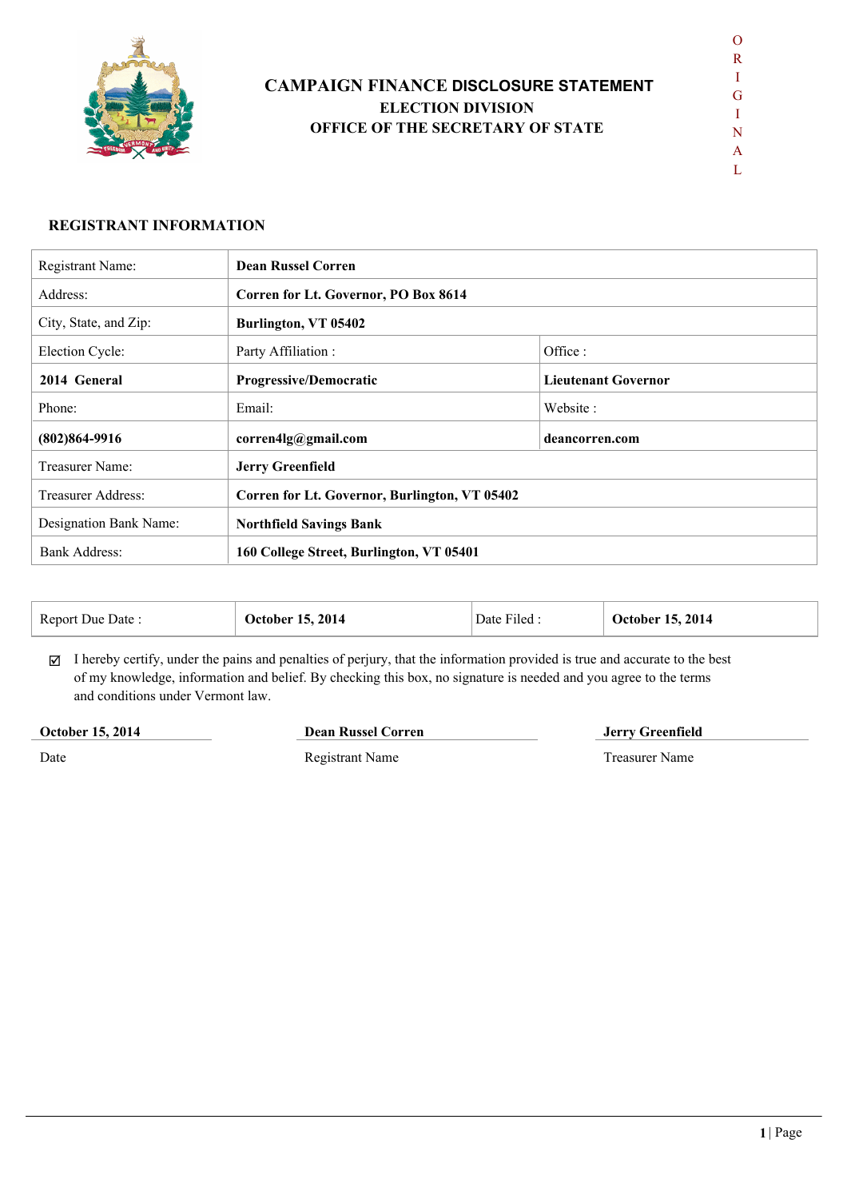# CAMPAIGN FINANCE DISCLOSURE STATEMENT

## ELECTION DIVISION

## OFFICE OF THE SECRETARY OF STATE

ORIGINAL

### REGISTRANT INFORMATION

| | | |
|---|---|---|
| Registrant Name: | **Dean Russel Corren** | |
| Address: | **Corren for Lt. Governor, PO Box 8614** | |
| City, State, and Zip: | **Burlington, VT 05402** | |
| Election Cycle: | Party Affiliation : | Office : |
| **2014 General** | **Progressive/Democratic** | **Lieutenant Governor** |
| Phone: | Email: | Website : |
| **(802)864-9916** | **corren4lg@gmail.com** | **deancorren.com** |
| Treasurer Name: | **Jerry Greenfield** | |
| Treasurer Address: | **Corren for Lt. Governor, Burlington, VT 05402** | |
| Designation Bank Name: | **Northfield Savings Bank** | |
| Bank Address: | **160 College Street, Burlington, VT 05401** | |

| Report Due Date : | **October 15, 2014** | Date Filed : | **October 15, 2014** |
|---|---|---|---|

☑ I hereby certify, under the pains and penalties of perjury, that the information provided is true and accurate to the best of my knowledge, information and belief. By checking this box, no signature is needed and you agree to the terms and conditions under Vermont law.

| **October 15, 2014** | **Dean Russel Corren** | **Jerry Greenfield** |
|---|---|---|
| Date | Registrant Name | Treasurer Name |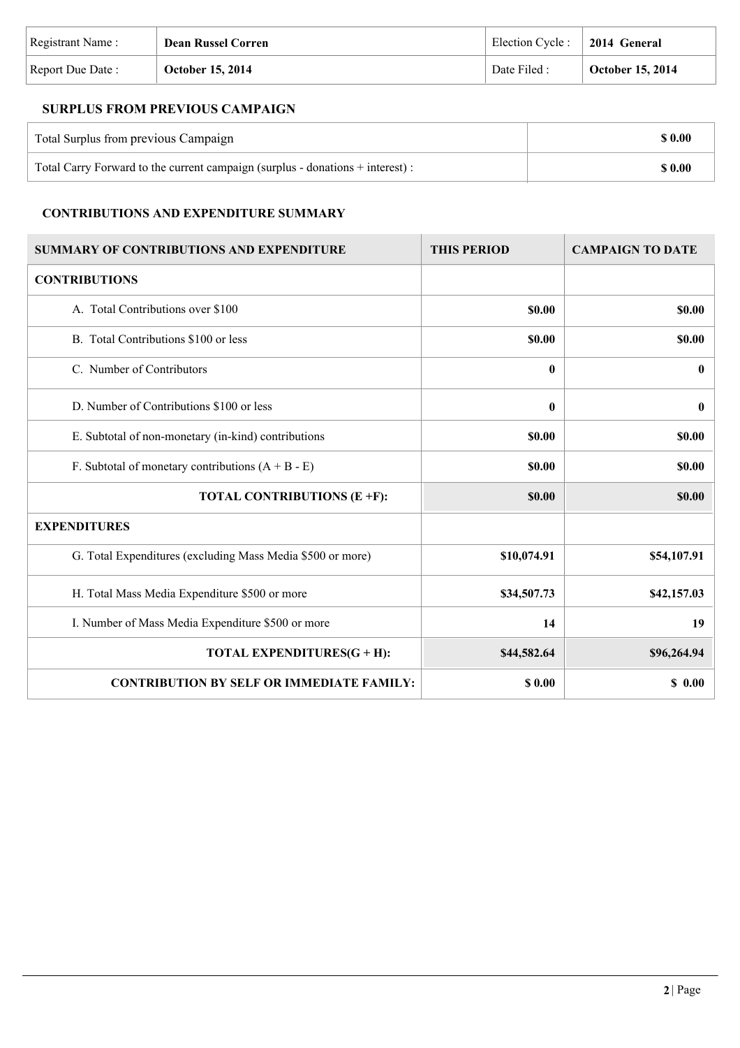| Registrant Name : | **Dean Russel Corren** | Election Cycle : | **2014 General** |
|---|---|---|---|
| Report Due Date : | **October 15, 2014** | Date Filed : | **October 15, 2014** |

### SURPLUS FROM PREVIOUS CAMPAIGN

| Total Surplus from previous Campaign | **$ 0.00** |
|---|---|
| Total Carry Forward to the current campaign (surplus - donations + interest) : | **$ 0.00** |

### CONTRIBUTIONS AND EXPENDITURE SUMMARY

| SUMMARY OF CONTRIBUTIONS AND EXPENDITURE | THIS PERIOD | CAMPAIGN TO DATE |
|---|---|---|
| **CONTRIBUTIONS** | | |
| A. Total Contributions over $100 | **$0.00** | **$0.00** |
| B. Total Contributions $100 or less | **$0.00** | **$0.00** |
| C. Number of Contributors | **0** | **0** |
| D. Number of Contributions $100 or less | **0** | **0** |
| E. Subtotal of non-monetary (in-kind) contributions | **$0.00** | **$0.00** |
| F. Subtotal of monetary contributions (A + B - E) | **$0.00** | **$0.00** |
| **TOTAL CONTRIBUTIONS (E +F):** | **$0.00** | **$0.00** |
| **EXPENDITURES** | | |
| G. Total Expenditures (excluding Mass Media $500 or more) | **$10,074.91** | **$54,107.91** |
| H. Total Mass Media Expenditure $500 or more | **$34,507.73** | **$42,157.03** |
| I. Number of Mass Media Expenditure $500 or more | **14** | **19** |
| **TOTAL EXPENDITURES(G + H):** | **$44,582.64** | **$96,264.94** |
| **CONTRIBUTION BY SELF OR IMMEDIATE FAMILY:** | **$ 0.00** | **$ 0.00** |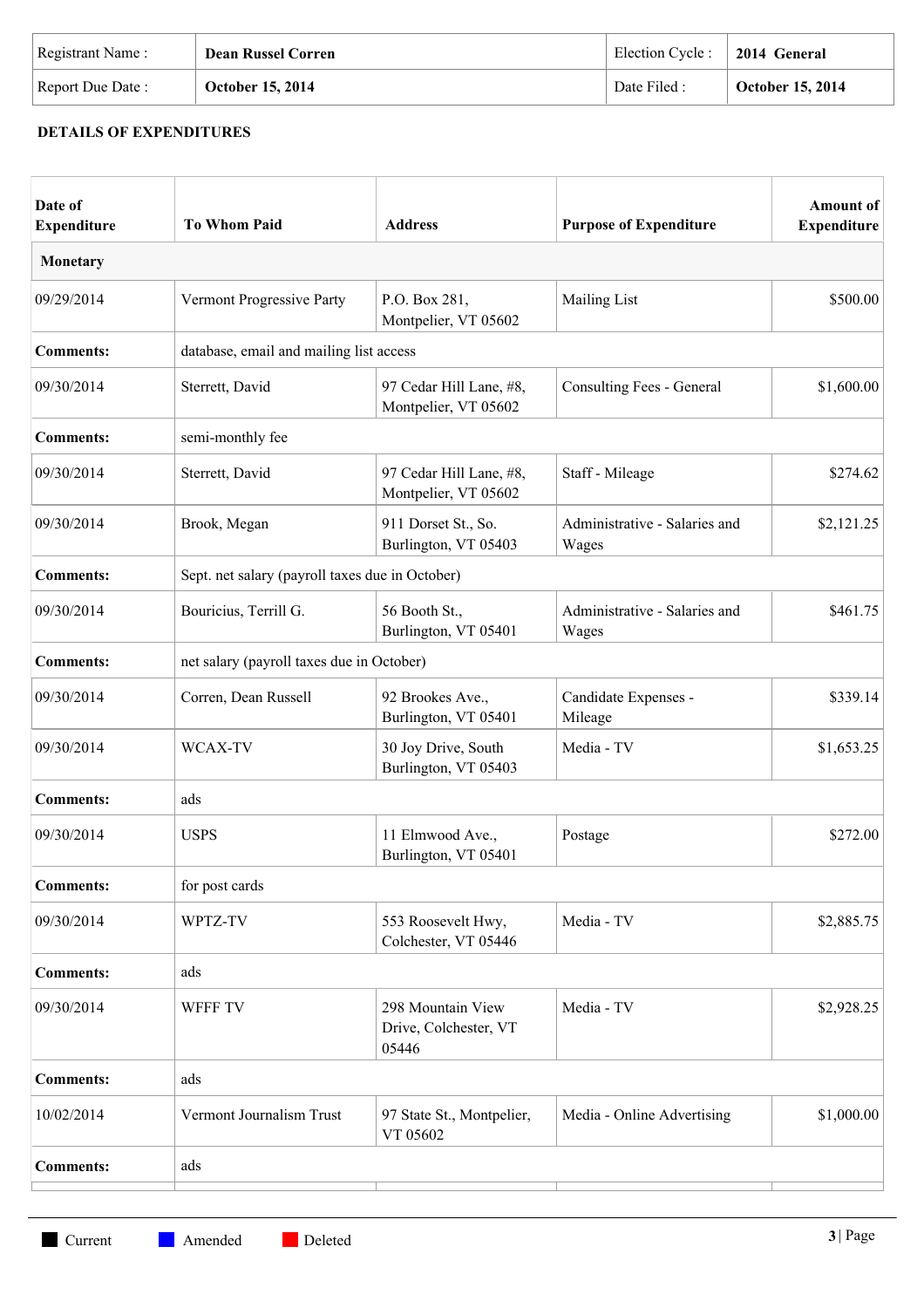| Registrant Name : | **Dean Russel Corren** | Election Cycle : | **2014 General** |
|---|---|---|---|
| Report Due Date : | **October 15, 2014** | Date Filed : | **October 15, 2014** |

**DETAILS OF EXPENDITURES**

| Date of Expenditure | To Whom Paid | Address | Purpose of Expenditure | Amount of Expenditure |
|---|---|---|---|---|
| **Monetary** | | | | |
| 09/29/2014 | Vermont Progressive Party | P.O. Box 281, Montpelier, VT 05602 | Mailing List | $500.00 |
| **Comments:** | database, email and mailing list access | | | |
| 09/30/2014 | Sterrett, David | 97 Cedar Hill Lane, #8, Montpelier, VT 05602 | Consulting Fees - General | $1,600.00 |
| **Comments:** | semi-monthly fee | | | |
| 09/30/2014 | Sterrett, David | 97 Cedar Hill Lane, #8, Montpelier, VT 05602 | Staff - Mileage | $274.62 |
| 09/30/2014 | Brook, Megan | 911 Dorset St., So. Burlington, VT 05403 | Administrative - Salaries and Wages | $2,121.25 |
| **Comments:** | Sept. net salary (payroll taxes due in October) | | | |
| 09/30/2014 | Bouricius, Terrill G. | 56 Booth St., Burlington, VT 05401 | Administrative - Salaries and Wages | $461.75 |
| **Comments:** | net salary (payroll taxes due in October) | | | |
| 09/30/2014 | Corren, Dean Russell | 92 Brookes Ave., Burlington, VT 05401 | Candidate Expenses - Mileage | $339.14 |
| 09/30/2014 | WCAX-TV | 30 Joy Drive, South Burlington, VT 05403 | Media - TV | $1,653.25 |
| **Comments:** | ads | | | |
| 09/30/2014 | USPS | 11 Elmwood Ave., Burlington, VT 05401 | Postage | $272.00 |
| **Comments:** | for post cards | | | |
| 09/30/2014 | WPTZ-TV | 553 Roosevelt Hwy, Colchester, VT 05446 | Media - TV | $2,885.75 |
| **Comments:** | ads | | | |
| 09/30/2014 | WFFF TV | 298 Mountain View Drive, Colchester, VT 05446 | Media - TV | $2,928.25 |
| **Comments:** | ads | | | |
| 10/02/2014 | Vermont Journalism Trust | 97 State St., Montpelier, VT 05602 | Media - Online Advertising | $1,000.00 |
| **Comments:** | ads | | | |

Current Amended Deleted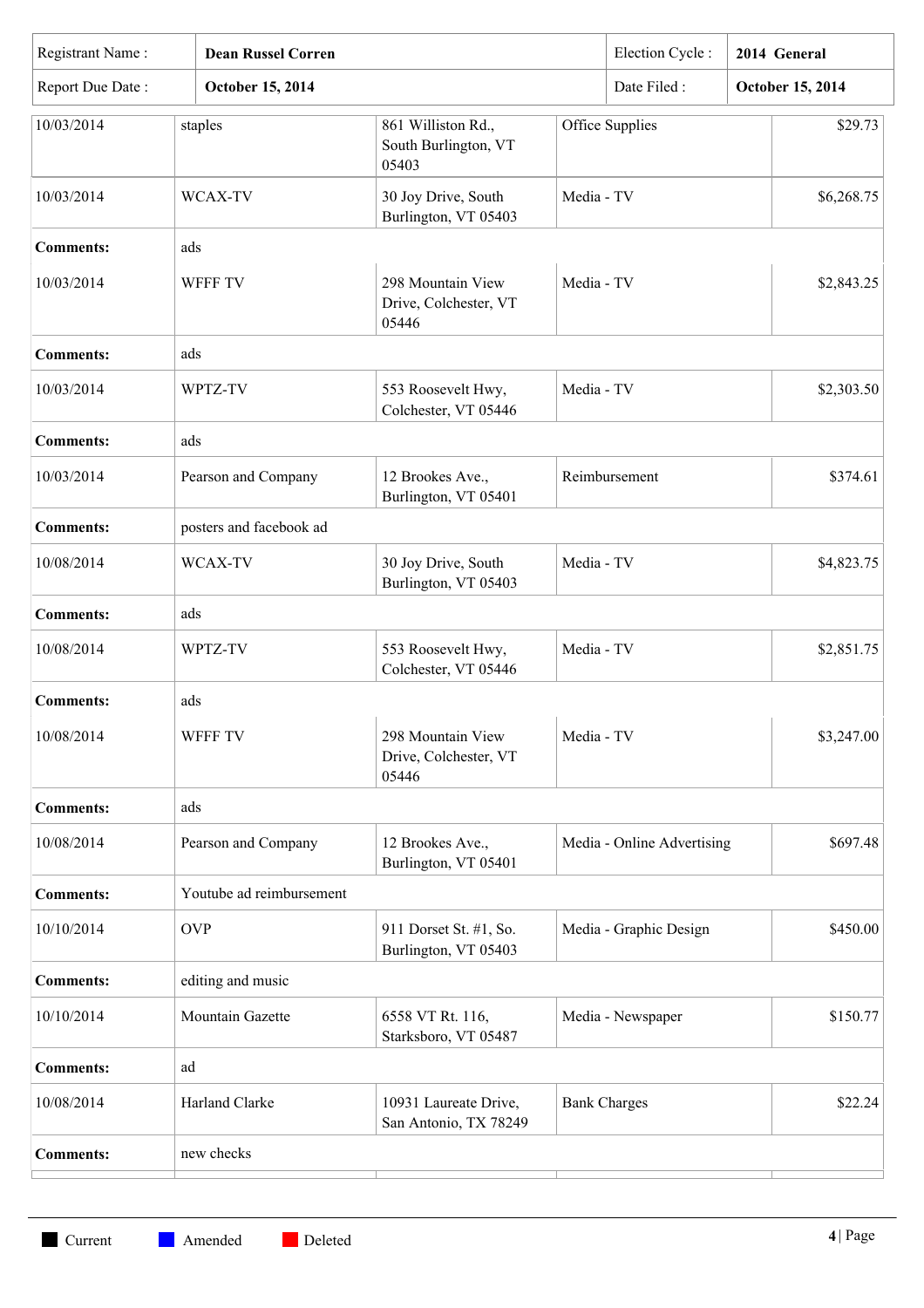| Registrant Name : | Dean Russel Corren | Election Cycle : | 2014 General |
|---|---|---|---|
| Report Due Date : | October 15, 2014 | Date Filed : | October 15, 2014 |

| Date | Payee | Address | Purpose | Amount |
|---|---|---|---|---|
| 10/03/2014 | staples | 861 Williston Rd., South Burlington, VT 05403 | Office Supplies | $29.73 |
| 10/03/2014 | WCAX-TV | 30 Joy Drive, South Burlington, VT 05403 | Media - TV | $6,268.75 |
| **Comments:** | ads | | | |
| 10/03/2014 | WFFF TV | 298 Mountain View Drive, Colchester, VT 05446 | Media - TV | $2,843.25 |
| **Comments:** | ads | | | |
| 10/03/2014 | WPTZ-TV | 553 Roosevelt Hwy, Colchester, VT 05446 | Media - TV | $2,303.50 |
| **Comments:** | ads | | | |
| 10/03/2014 | Pearson and Company | 12 Brookes Ave., Burlington, VT 05401 | Reimbursement | $374.61 |
| **Comments:** | posters and facebook ad | | | |
| 10/08/2014 | WCAX-TV | 30 Joy Drive, South Burlington, VT 05403 | Media - TV | $4,823.75 |
| **Comments:** | ads | | | |
| 10/08/2014 | WPTZ-TV | 553 Roosevelt Hwy, Colchester, VT 05446 | Media - TV | $2,851.75 |
| **Comments:** | ads | | | |
| 10/08/2014 | WFFF TV | 298 Mountain View Drive, Colchester, VT 05446 | Media - TV | $3,247.00 |
| **Comments:** | ads | | | |
| 10/08/2014 | Pearson and Company | 12 Brookes Ave., Burlington, VT 05401 | Media - Online Advertising | $697.48 |
| **Comments:** | Youtube ad reimbursement | | | |
| 10/10/2014 | OVP | 911 Dorset St. #1, So. Burlington, VT 05403 | Media - Graphic Design | $450.00 |
| **Comments:** | editing and music | | | |
| 10/10/2014 | Mountain Gazette | 6558 VT Rt. 116, Starksboro, VT 05487 | Media - Newspaper | $150.77 |
| **Comments:** | ad | | | |
| 10/08/2014 | Harland Clarke | 10931 Laureate Drive, San Antonio, TX 78249 | Bank Charges | $22.24 |
| **Comments:** | new checks | | | |

Current Amended Deleted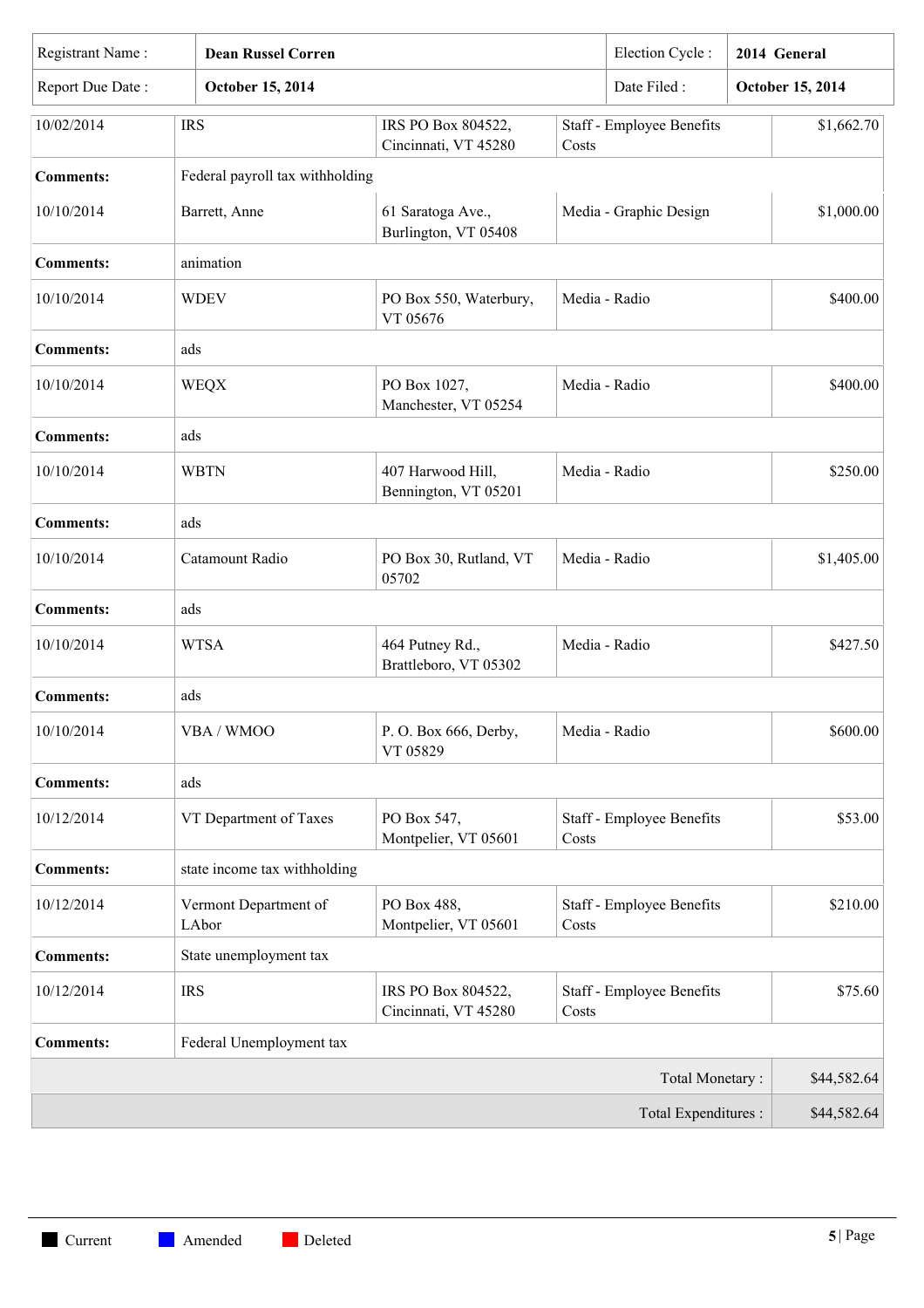| Registrant Name : | Dean Russel Corren | Election Cycle : | 2014 General |
|---|---|---|---|
| Report Due Date : | October 15, 2014 | Date Filed : | October 15, 2014 |

| | | | | |
|---|---|---|---|---|
| 10/02/2014 | IRS | IRS PO Box 804522, Cincinnati, VT 45280 | Staff - Employee Benefits Costs | $1,662.70 |
| **Comments:** | Federal payroll tax withholding | | | |
| 10/10/2014 | Barrett, Anne | 61 Saratoga Ave., Burlington, VT 05408 | Media - Graphic Design | $1,000.00 |
| **Comments:** | animation | | | |
| 10/10/2014 | WDEV | PO Box 550, Waterbury, VT 05676 | Media - Radio | $400.00 |
| **Comments:** | ads | | | |
| 10/10/2014 | WEQX | PO Box 1027, Manchester, VT 05254 | Media - Radio | $400.00 |
| **Comments:** | ads | | | |
| 10/10/2014 | WBTN | 407 Harwood Hill, Bennington, VT 05201 | Media - Radio | $250.00 |
| **Comments:** | ads | | | |
| 10/10/2014 | Catamount Radio | PO Box 30, Rutland, VT 05702 | Media - Radio | $1,405.00 |
| **Comments:** | ads | | | |
| 10/10/2014 | WTSA | 464 Putney Rd., Brattleboro, VT 05302 | Media - Radio | $427.50 |
| **Comments:** | ads | | | |
| 10/10/2014 | VBA / WMOO | P. O. Box 666, Derby, VT 05829 | Media - Radio | $600.00 |
| **Comments:** | ads | | | |
| 10/12/2014 | VT Department of Taxes | PO Box 547, Montpelier, VT 05601 | Staff - Employee Benefits Costs | $53.00 |
| **Comments:** | state income tax withholding | | | |
| 10/12/2014 | Vermont Department of LAbor | PO Box 488, Montpelier, VT 05601 | Staff - Employee Benefits Costs | $210.00 |
| **Comments:** | State unemployment tax | | | |
| 10/12/2014 | IRS | IRS PO Box 804522, Cincinnati, VT 45280 | Staff - Employee Benefits Costs | $75.60 |
| **Comments:** | Federal Unemployment tax | | | |
| | | | Total Monetary : | $44,582.64 |
| | | | Total Expenditures : | $44,582.64 |

Current Amended Deleted